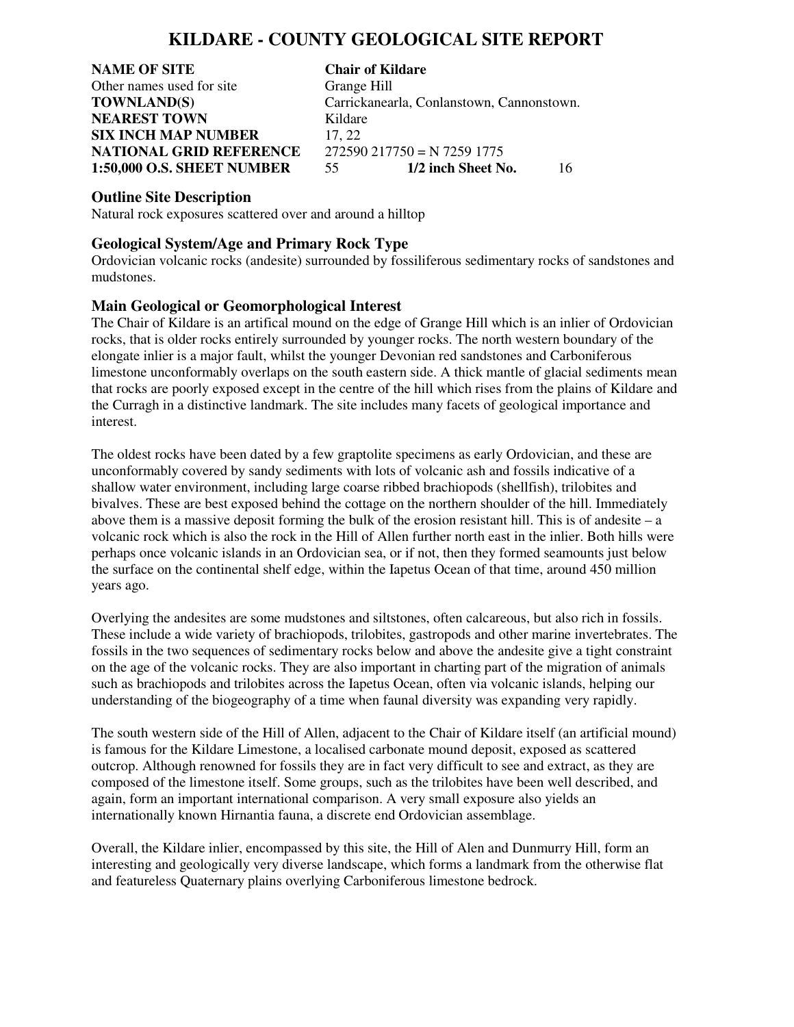# KILDARE - COUNTY GEOLOGICAL SITE REPORT

| | |
|---|---|
| **NAME OF SITE** | **Chair of Kildare** |
| Other names used for site | Grange Hill |
| **TOWNLAND(S)** | Carrickanearla, Conlanstown, Cannonstown. |
| **NEAREST TOWN** | Kildare |
| **SIX INCH MAP NUMBER** | 17, 22 |
| **NATIONAL GRID REFERENCE** | 272590 217750 = N 7259 1775 |
| **1:50,000 O.S. SHEET NUMBER** | 55 **1/2 inch Sheet No.** 16 |

## Outline Site Description

Natural rock exposures scattered over and around a hilltop

## Geological System/Age and Primary Rock Type

Ordovician volcanic rocks (andesite) surrounded by fossiliferous sedimentary rocks of sandstones and mudstones.

## Main Geological or Geomorphological Interest

The Chair of Kildare is an artifical mound on the edge of Grange Hill which is an inlier of Ordovician rocks, that is older rocks entirely surrounded by younger rocks. The north western boundary of the elongate inlier is a major fault, whilst the younger Devonian red sandstones and Carboniferous limestone unconformably overlaps on the south eastern side. A thick mantle of glacial sediments mean that rocks are poorly exposed except in the centre of the hill which rises from the plains of Kildare and the Curragh in a distinctive landmark. The site includes many facets of geological importance and interest.

The oldest rocks have been dated by a few graptolite specimens as early Ordovician, and these are unconformably covered by sandy sediments with lots of volcanic ash and fossils indicative of a shallow water environment, including large coarse ribbed brachiopods (shellfish), trilobites and bivalves. These are best exposed behind the cottage on the northern shoulder of the hill. Immediately above them is a massive deposit forming the bulk of the erosion resistant hill. This is of andesite – a volcanic rock which is also the rock in the Hill of Allen further north east in the inlier. Both hills were perhaps once volcanic islands in an Ordovician sea, or if not, then they formed seamounts just below the surface on the continental shelf edge, within the Iapetus Ocean of that time, around 450 million years ago.

Overlying the andesites are some mudstones and siltstones, often calcareous, but also rich in fossils. These include a wide variety of brachiopods, trilobites, gastropods and other marine invertebrates. The fossils in the two sequences of sedimentary rocks below and above the andesite give a tight constraint on the age of the volcanic rocks. They are also important in charting part of the migration of animals such as brachiopods and trilobites across the Iapetus Ocean, often via volcanic islands, helping our understanding of the biogeography of a time when faunal diversity was expanding very rapidly.

The south western side of the Hill of Allen, adjacent to the Chair of Kildare itself (an artificial mound) is famous for the Kildare Limestone, a localised carbonate mound deposit, exposed as scattered outcrop. Although renowned for fossils they are in fact very difficult to see and extract, as they are composed of the limestone itself. Some groups, such as the trilobites have been well described, and again, form an important international comparison. A very small exposure also yields an internationally known Hirnantia fauna, a discrete end Ordovician assemblage.

Overall, the Kildare inlier, encompassed by this site, the Hill of Alen and Dunmurry Hill, form an interesting and geologically very diverse landscape, which forms a landmark from the otherwise flat and featureless Quaternary plains overlying Carboniferous limestone bedrock.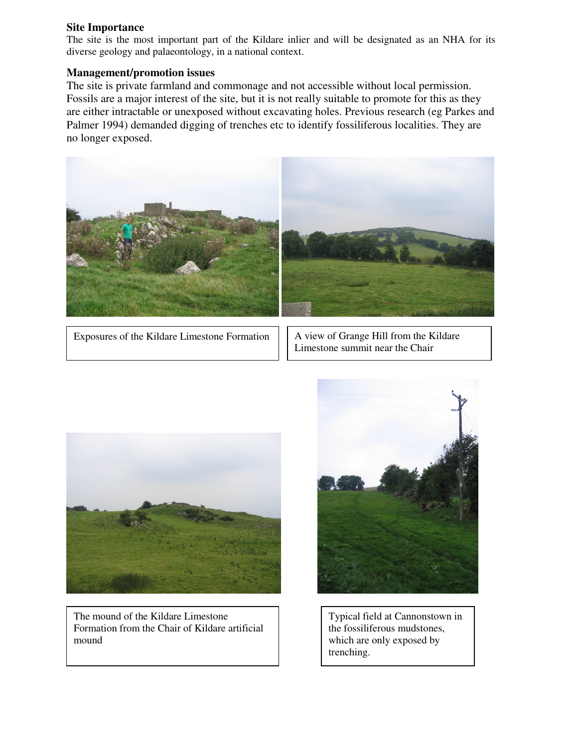## Site Importance

The site is the most important part of the Kildare inlier and will be designated as an NHA for its diverse geology and palaeontology, in a national context.

## Management/promotion issues

The site is private farmland and commonage and not accessible without local permission. Fossils are a major interest of the site, but it is not really suitable to promote for this as they are either intractable or unexposed without excavating holes. Previous research (eg Parkes and Palmer 1994) demanded digging of trenches etc to identify fossiliferous localities. They are no longer exposed.

Exposures of the Kildare Limestone Formation

A view of Grange Hill from the Kildare Limestone summit near the Chair

The mound of the Kildare Limestone Formation from the Chair of Kildare artificial mound

Typical field at Cannonstown in the fossiliferous mudstones, which are only exposed by trenching.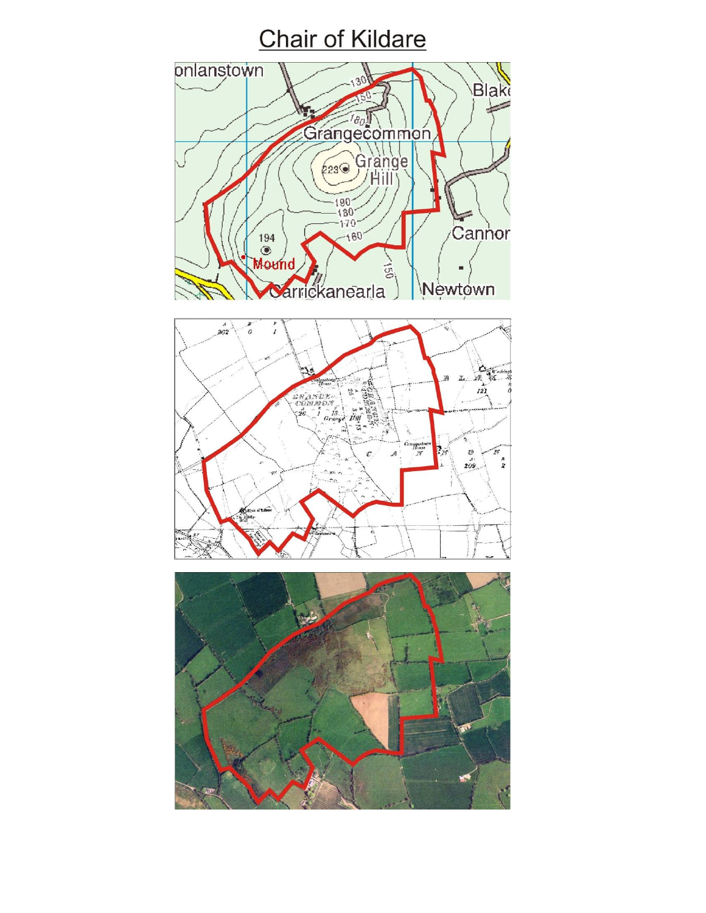# Chair of Kildare

onlanstown
130
150
180
Blake
Grangecommon
223
Grange Hill
190
180
170
160
194
Mound
Cannon
150
Carrickanearla
Newtown